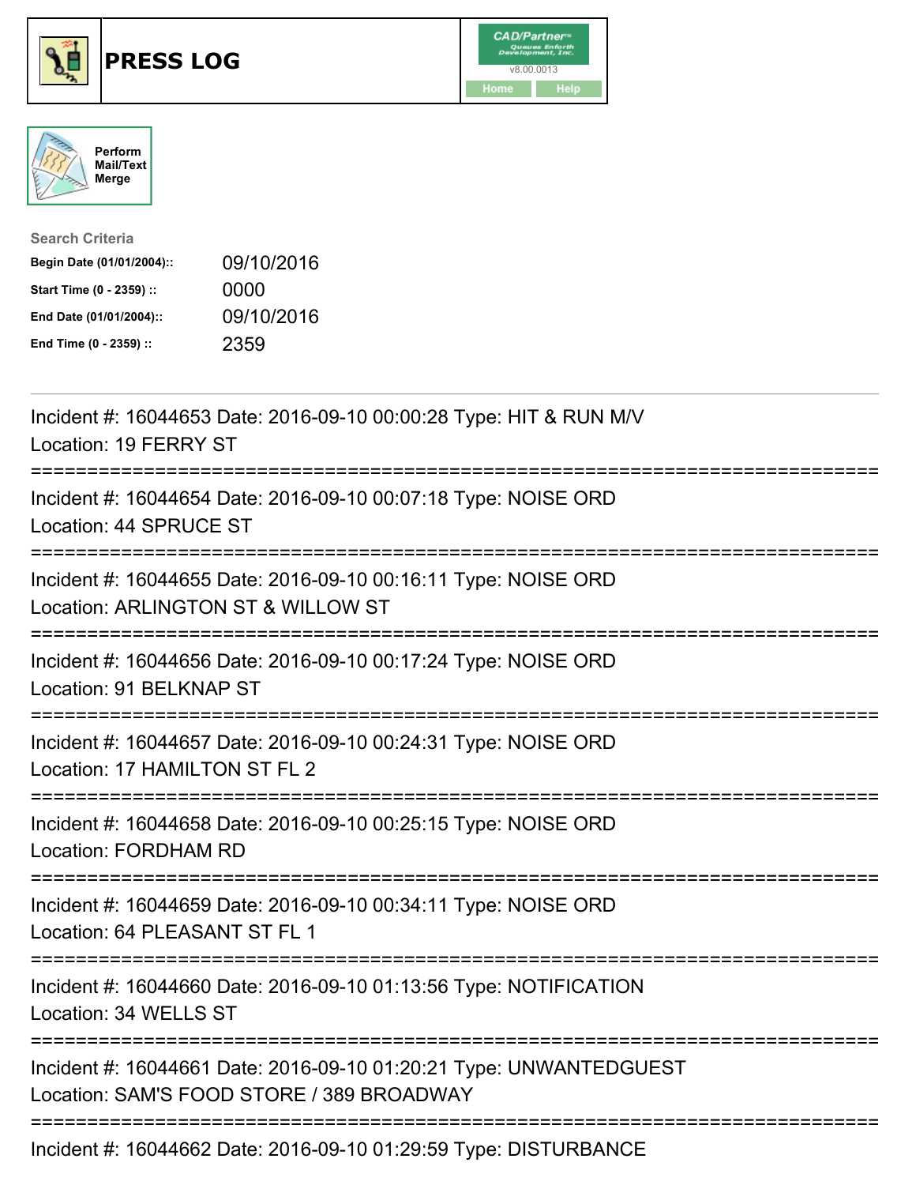# PRESS LOG

CAD/Partner™ v8.00.0013

Home | Help

Perform Mail/Text Merge

**Search Criteria**

| | |
|---|---|
| **Begin Date (01/01/2004)::** | 09/10/2016 |
| **Start Time (0 - 2359) ::** | 0000 |
| **End Date (01/01/2004)::** | 09/10/2016 |
| **End Time (0 - 2359) ::** | 2359 |

---

Incident #: 16044653 Date: 2016-09-10 00:00:28 Type: HIT & RUN M/V
Location: 19 FERRY ST

===========================================================================

Incident #: 16044654 Date: 2016-09-10 00:07:18 Type: NOISE ORD
Location: 44 SPRUCE ST

===========================================================================

Incident #: 16044655 Date: 2016-09-10 00:16:11 Type: NOISE ORD
Location: ARLINGTON ST & WILLOW ST

===========================================================================

Incident #: 16044656 Date: 2016-09-10 00:17:24 Type: NOISE ORD
Location: 91 BELKNAP ST

===========================================================================

Incident #: 16044657 Date: 2016-09-10 00:24:31 Type: NOISE ORD
Location: 17 HAMILTON ST FL 2

===========================================================================

Incident #: 16044658 Date: 2016-09-10 00:25:15 Type: NOISE ORD
Location: FORDHAM RD

===========================================================================

Incident #: 16044659 Date: 2016-09-10 00:34:11 Type: NOISE ORD
Location: 64 PLEASANT ST FL 1

===========================================================================

Incident #: 16044660 Date: 2016-09-10 01:13:56 Type: NOTIFICATION
Location: 34 WELLS ST

===========================================================================

Incident #: 16044661 Date: 2016-09-10 01:20:21 Type: UNWANTEDGUEST
Location: SAM'S FOOD STORE / 389 BROADWAY

===========================================================================

Incident #: 16044662 Date: 2016-09-10 01:29:59 Type: DISTURBANCE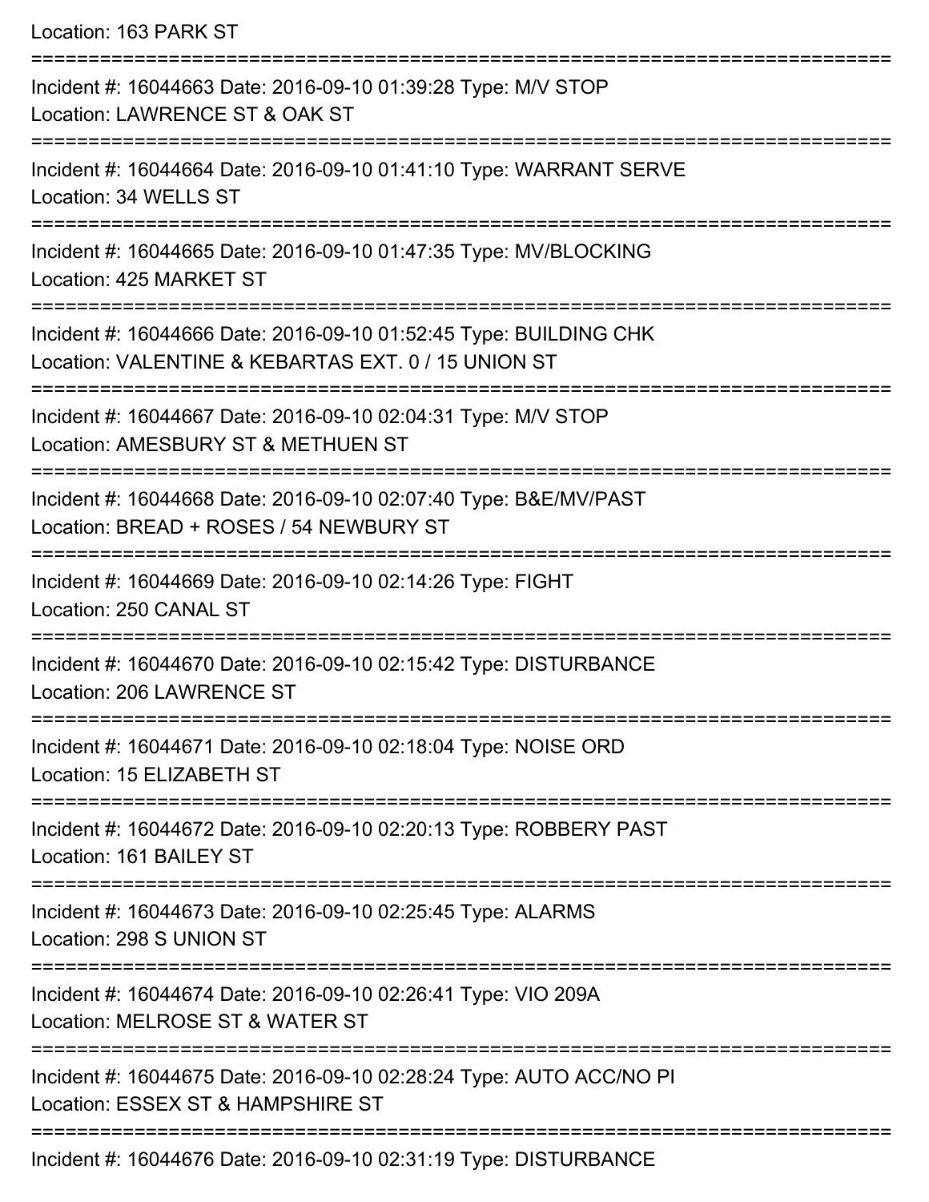Location: 163 PARK ST

===========================================================================

Incident #: 16044663 Date: 2016-09-10 01:39:28 Type: M/V STOP

Location: LAWRENCE ST & OAK ST

===========================================================================

Incident #: 16044664 Date: 2016-09-10 01:41:10 Type: WARRANT SERVE

Location: 34 WELLS ST

===========================================================================

Incident #: 16044665 Date: 2016-09-10 01:47:35 Type: MV/BLOCKING

Location: 425 MARKET ST

===========================================================================

Incident #: 16044666 Date: 2016-09-10 01:52:45 Type: BUILDING CHK

Location: VALENTINE & KEBARTAS EXT. 0 / 15 UNION ST

===========================================================================

Incident #: 16044667 Date: 2016-09-10 02:04:31 Type: M/V STOP

Location: AMESBURY ST & METHUEN ST

===========================================================================

Incident #: 16044668 Date: 2016-09-10 02:07:40 Type: B&E/MV/PAST

Location: BREAD + ROSES / 54 NEWBURY ST

===========================================================================

Incident #: 16044669 Date: 2016-09-10 02:14:26 Type: FIGHT

Location: 250 CANAL ST

===========================================================================

Incident #: 16044670 Date: 2016-09-10 02:15:42 Type: DISTURBANCE

Location: 206 LAWRENCE ST

===========================================================================

Incident #: 16044671 Date: 2016-09-10 02:18:04 Type: NOISE ORD

Location: 15 ELIZABETH ST

===========================================================================

Incident #: 16044672 Date: 2016-09-10 02:20:13 Type: ROBBERY PAST

Location: 161 BAILEY ST

===========================================================================

Incident #: 16044673 Date: 2016-09-10 02:25:45 Type: ALARMS

Location: 298 S UNION ST

===========================================================================

Incident #: 16044674 Date: 2016-09-10 02:26:41 Type: VIO 209A

Location: MELROSE ST & WATER ST

===========================================================================

Incident #: 16044675 Date: 2016-09-10 02:28:24 Type: AUTO ACC/NO PI

Location: ESSEX ST & HAMPSHIRE ST

===========================================================================

Incident #: 16044676 Date: 2016-09-10 02:31:19 Type: DISTURBANCE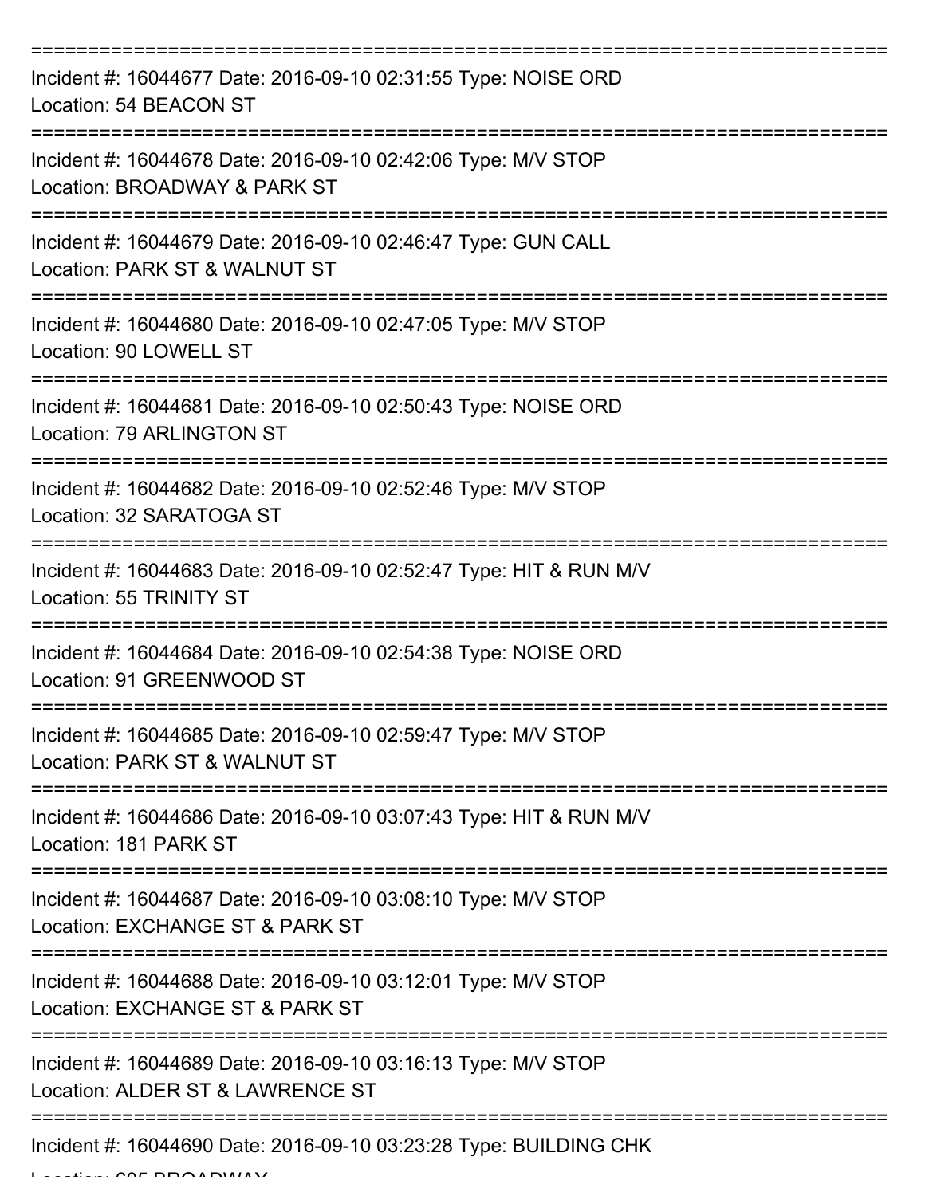===========================================================================

Incident #: 16044677 Date: 2016-09-10 02:31:55 Type: NOISE ORD
Location: 54 BEACON ST

===========================================================================

Incident #: 16044678 Date: 2016-09-10 02:42:06 Type: M/V STOP
Location: BROADWAY & PARK ST

===========================================================================

Incident #: 16044679 Date: 2016-09-10 02:46:47 Type: GUN CALL
Location: PARK ST & WALNUT ST

===========================================================================

Incident #: 16044680 Date: 2016-09-10 02:47:05 Type: M/V STOP
Location: 90 LOWELL ST

===========================================================================

Incident #: 16044681 Date: 2016-09-10 02:50:43 Type: NOISE ORD
Location: 79 ARLINGTON ST

===========================================================================

Incident #: 16044682 Date: 2016-09-10 02:52:46 Type: M/V STOP
Location: 32 SARATOGA ST

===========================================================================

Incident #: 16044683 Date: 2016-09-10 02:52:47 Type: HIT & RUN M/V
Location: 55 TRINITY ST

===========================================================================

Incident #: 16044684 Date: 2016-09-10 02:54:38 Type: NOISE ORD
Location: 91 GREENWOOD ST

===========================================================================

Incident #: 16044685 Date: 2016-09-10 02:59:47 Type: M/V STOP
Location: PARK ST & WALNUT ST

===========================================================================

Incident #: 16044686 Date: 2016-09-10 03:07:43 Type: HIT & RUN M/V
Location: 181 PARK ST

===========================================================================

Incident #: 16044687 Date: 2016-09-10 03:08:10 Type: M/V STOP
Location: EXCHANGE ST & PARK ST

===========================================================================

Incident #: 16044688 Date: 2016-09-10 03:12:01 Type: M/V STOP
Location: EXCHANGE ST & PARK ST

===========================================================================

Incident #: 16044689 Date: 2016-09-10 03:16:13 Type: M/V STOP
Location: ALDER ST & LAWRENCE ST

===========================================================================

Incident #: 16044690 Date: 2016-09-10 03:23:28 Type: BUILDING CHK
Location: 605 BROADWAY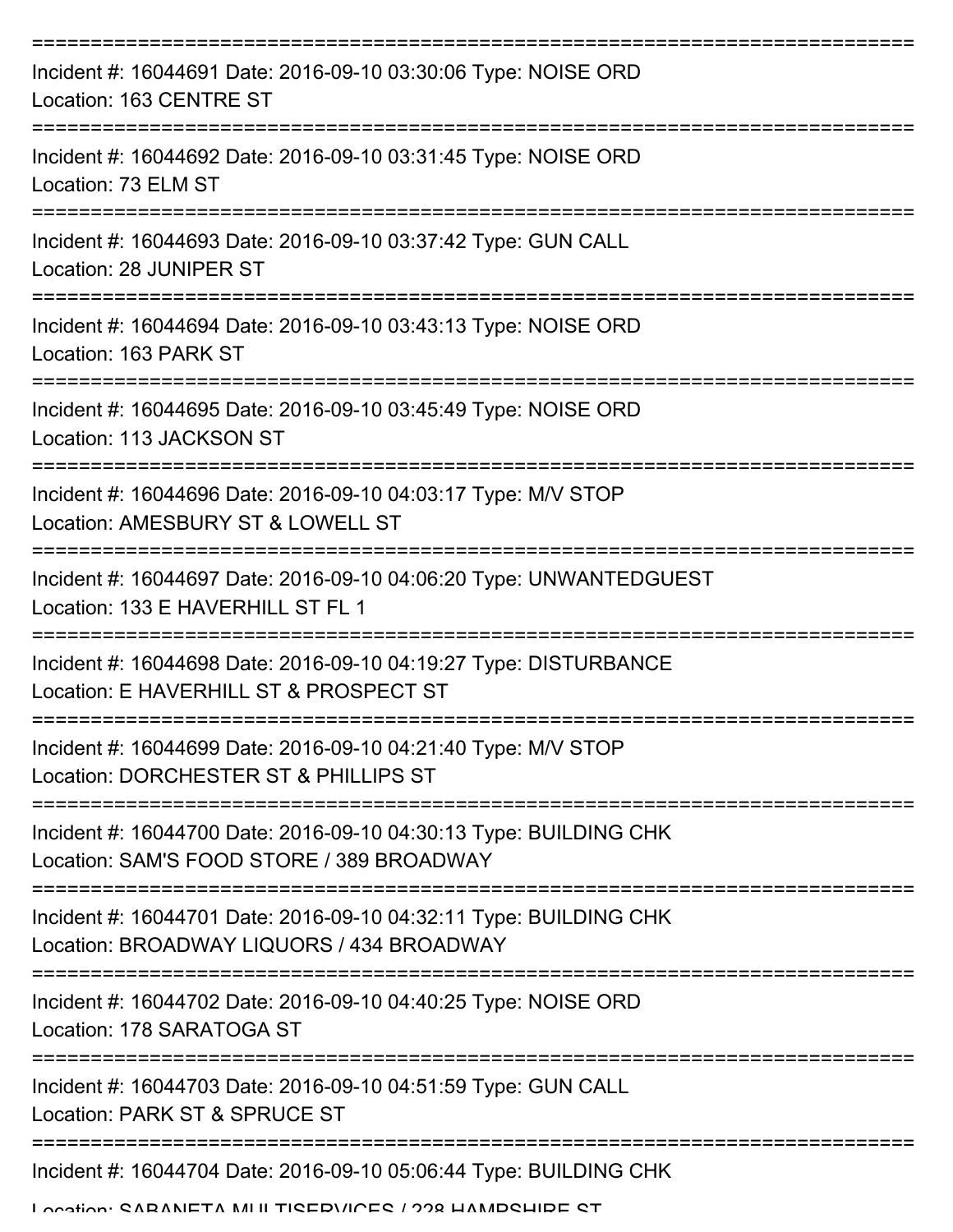===========================================================================
Incident #: 16044691 Date: 2016-09-10 03:30:06 Type: NOISE ORD
Location: 163 CENTRE ST
===========================================================================
Incident #: 16044692 Date: 2016-09-10 03:31:45 Type: NOISE ORD
Location: 73 ELM ST
===========================================================================
Incident #: 16044693 Date: 2016-09-10 03:37:42 Type: GUN CALL
Location: 28 JUNIPER ST
===========================================================================
Incident #: 16044694 Date: 2016-09-10 03:43:13 Type: NOISE ORD
Location: 163 PARK ST
===========================================================================
Incident #: 16044695 Date: 2016-09-10 03:45:49 Type: NOISE ORD
Location: 113 JACKSON ST
===========================================================================
Incident #: 16044696 Date: 2016-09-10 04:03:17 Type: M/V STOP
Location: AMESBURY ST & LOWELL ST
===========================================================================
Incident #: 16044697 Date: 2016-09-10 04:06:20 Type: UNWANTEDGUEST
Location: 133 E HAVERHILL ST FL 1
===========================================================================
Incident #: 16044698 Date: 2016-09-10 04:19:27 Type: DISTURBANCE
Location: E HAVERHILL ST & PROSPECT ST
===========================================================================
Incident #: 16044699 Date: 2016-09-10 04:21:40 Type: M/V STOP
Location: DORCHESTER ST & PHILLIPS ST
===========================================================================
Incident #: 16044700 Date: 2016-09-10 04:30:13 Type: BUILDING CHK
Location: SAM'S FOOD STORE / 389 BROADWAY
===========================================================================
Incident #: 16044701 Date: 2016-09-10 04:32:11 Type: BUILDING CHK
Location: BROADWAY LIQUORS / 434 BROADWAY
===========================================================================
Incident #: 16044702 Date: 2016-09-10 04:40:25 Type: NOISE ORD
Location: 178 SARATOGA ST
===========================================================================
Incident #: 16044703 Date: 2016-09-10 04:51:59 Type: GUN CALL
Location: PARK ST & SPRUCE ST
===========================================================================
Incident #: 16044704 Date: 2016-09-10 05:06:44 Type: BUILDING CHK
Location: SABANETA MULTISERVICES / 228 HAMPSHIRE ST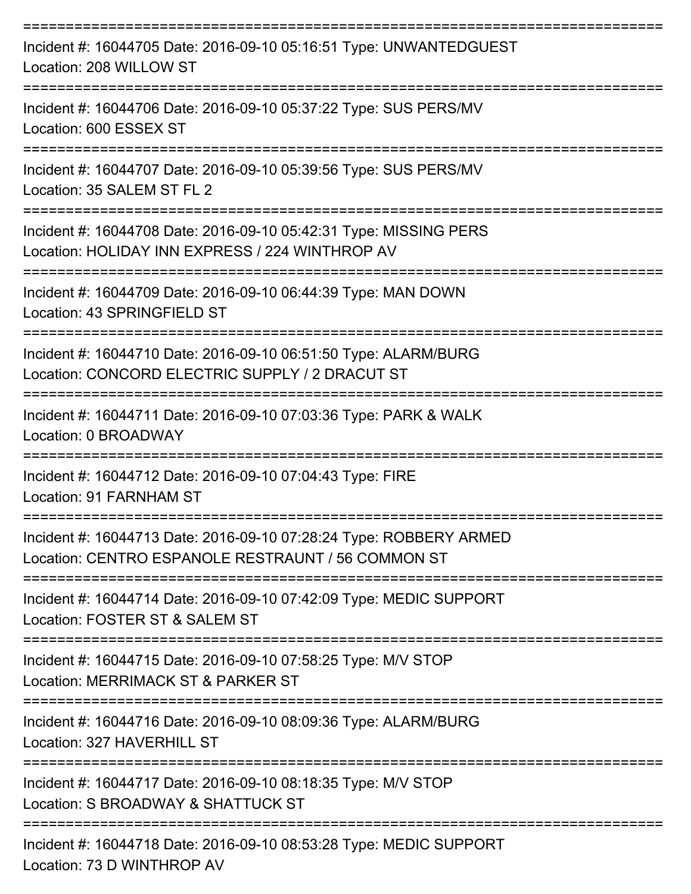===========================================================================
Incident #: 16044705 Date: 2016-09-10 05:16:51 Type: UNWANTEDGUEST
Location: 208 WILLOW ST
===========================================================================
Incident #: 16044706 Date: 2016-09-10 05:37:22 Type: SUS PERS/MV
Location: 600 ESSEX ST
===========================================================================
Incident #: 16044707 Date: 2016-09-10 05:39:56 Type: SUS PERS/MV
Location: 35 SALEM ST FL 2
===========================================================================
Incident #: 16044708 Date: 2016-09-10 05:42:31 Type: MISSING PERS
Location: HOLIDAY INN EXPRESS / 224 WINTHROP AV
===========================================================================
Incident #: 16044709 Date: 2016-09-10 06:44:39 Type: MAN DOWN
Location: 43 SPRINGFIELD ST
===========================================================================
Incident #: 16044710 Date: 2016-09-10 06:51:50 Type: ALARM/BURG
Location: CONCORD ELECTRIC SUPPLY / 2 DRACUT ST
===========================================================================
Incident #: 16044711 Date: 2016-09-10 07:03:36 Type: PARK & WALK
Location: 0 BROADWAY
===========================================================================
Incident #: 16044712 Date: 2016-09-10 07:04:43 Type: FIRE
Location: 91 FARNHAM ST
===========================================================================
Incident #: 16044713 Date: 2016-09-10 07:28:24 Type: ROBBERY ARMED
Location: CENTRO ESPANOLE RESTRAUNT / 56 COMMON ST
===========================================================================
Incident #: 16044714 Date: 2016-09-10 07:42:09 Type: MEDIC SUPPORT
Location: FOSTER ST & SALEM ST
===========================================================================
Incident #: 16044715 Date: 2016-09-10 07:58:25 Type: M/V STOP
Location: MERRIMACK ST & PARKER ST
===========================================================================
Incident #: 16044716 Date: 2016-09-10 08:09:36 Type: ALARM/BURG
Location: 327 HAVERHILL ST
===========================================================================
Incident #: 16044717 Date: 2016-09-10 08:18:35 Type: M/V STOP
Location: S BROADWAY & SHATTUCK ST
===========================================================================
Incident #: 16044718 Date: 2016-09-10 08:53:28 Type: MEDIC SUPPORT
Location: 73 D WINTHROP AV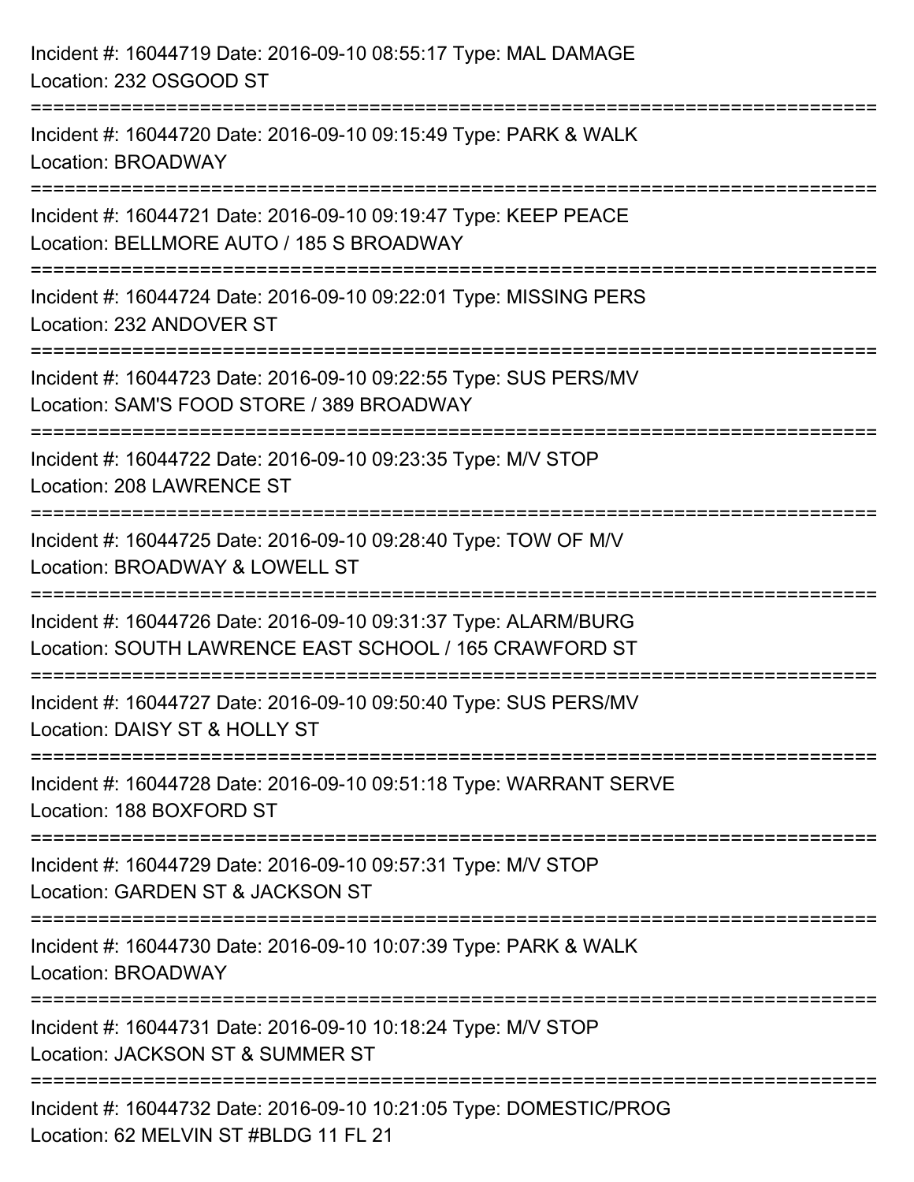Incident #: 16044719 Date: 2016-09-10 08:55:17 Type: MAL DAMAGE
Location: 232 OSGOOD ST

===========================================================================

Incident #: 16044720 Date: 2016-09-10 09:15:49 Type: PARK & WALK
Location: BROADWAY

===========================================================================

Incident #: 16044721 Date: 2016-09-10 09:19:47 Type: KEEP PEACE
Location: BELLMORE AUTO / 185 S BROADWAY

===========================================================================

Incident #: 16044724 Date: 2016-09-10 09:22:01 Type: MISSING PERS
Location: 232 ANDOVER ST

===========================================================================

Incident #: 16044723 Date: 2016-09-10 09:22:55 Type: SUS PERS/MV
Location: SAM'S FOOD STORE / 389 BROADWAY

===========================================================================

Incident #: 16044722 Date: 2016-09-10 09:23:35 Type: M/V STOP
Location: 208 LAWRENCE ST

===========================================================================

Incident #: 16044725 Date: 2016-09-10 09:28:40 Type: TOW OF M/V
Location: BROADWAY & LOWELL ST

===========================================================================

Incident #: 16044726 Date: 2016-09-10 09:31:37 Type: ALARM/BURG
Location: SOUTH LAWRENCE EAST SCHOOL / 165 CRAWFORD ST

===========================================================================

Incident #: 16044727 Date: 2016-09-10 09:50:40 Type: SUS PERS/MV
Location: DAISY ST & HOLLY ST

===========================================================================

Incident #: 16044728 Date: 2016-09-10 09:51:18 Type: WARRANT SERVE
Location: 188 BOXFORD ST

===========================================================================

Incident #: 16044729 Date: 2016-09-10 09:57:31 Type: M/V STOP
Location: GARDEN ST & JACKSON ST

===========================================================================

Incident #: 16044730 Date: 2016-09-10 10:07:39 Type: PARK & WALK
Location: BROADWAY

===========================================================================

Incident #: 16044731 Date: 2016-09-10 10:18:24 Type: M/V STOP
Location: JACKSON ST & SUMMER ST

===========================================================================

Incident #: 16044732 Date: 2016-09-10 10:21:05 Type: DOMESTIC/PROG
Location: 62 MELVIN ST #BLDG 11 FL 21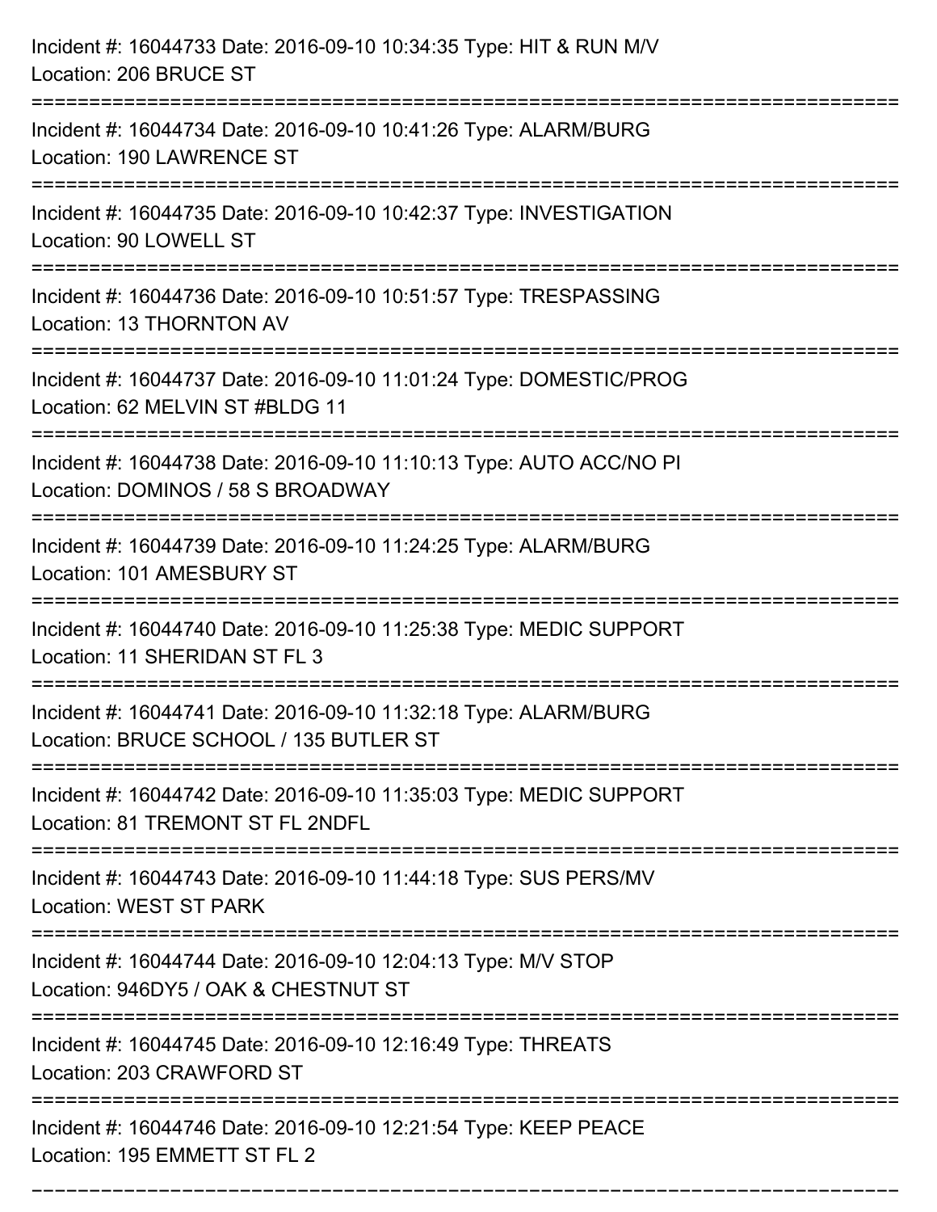Incident #: 16044733 Date: 2016-09-10 10:34:35 Type: HIT & RUN M/V
Location: 206 BRUCE ST

===========================================================================

Incident #: 16044734 Date: 2016-09-10 10:41:26 Type: ALARM/BURG
Location: 190 LAWRENCE ST

===========================================================================

Incident #: 16044735 Date: 2016-09-10 10:42:37 Type: INVESTIGATION
Location: 90 LOWELL ST

===========================================================================

Incident #: 16044736 Date: 2016-09-10 10:51:57 Type: TRESPASSING
Location: 13 THORNTON AV

===========================================================================

Incident #: 16044737 Date: 2016-09-10 11:01:24 Type: DOMESTIC/PROG
Location: 62 MELVIN ST #BLDG 11

===========================================================================

Incident #: 16044738 Date: 2016-09-10 11:10:13 Type: AUTO ACC/NO PI
Location: DOMINOS / 58 S BROADWAY

===========================================================================

Incident #: 16044739 Date: 2016-09-10 11:24:25 Type: ALARM/BURG
Location: 101 AMESBURY ST

===========================================================================

Incident #: 16044740 Date: 2016-09-10 11:25:38 Type: MEDIC SUPPORT
Location: 11 SHERIDAN ST FL 3

===========================================================================

Incident #: 16044741 Date: 2016-09-10 11:32:18 Type: ALARM/BURG
Location: BRUCE SCHOOL / 135 BUTLER ST

===========================================================================

Incident #: 16044742 Date: 2016-09-10 11:35:03 Type: MEDIC SUPPORT
Location: 81 TREMONT ST FL 2NDFL

===========================================================================

Incident #: 16044743 Date: 2016-09-10 11:44:18 Type: SUS PERS/MV
Location: WEST ST PARK

===========================================================================

Incident #: 16044744 Date: 2016-09-10 12:04:13 Type: M/V STOP
Location: 946DY5 / OAK & CHESTNUT ST

===========================================================================

Incident #: 16044745 Date: 2016-09-10 12:16:49 Type: THREATS
Location: 203 CRAWFORD ST

===========================================================================

Incident #: 16044746 Date: 2016-09-10 12:21:54 Type: KEEP PEACE
Location: 195 EMMETT ST FL 2

===========================================================================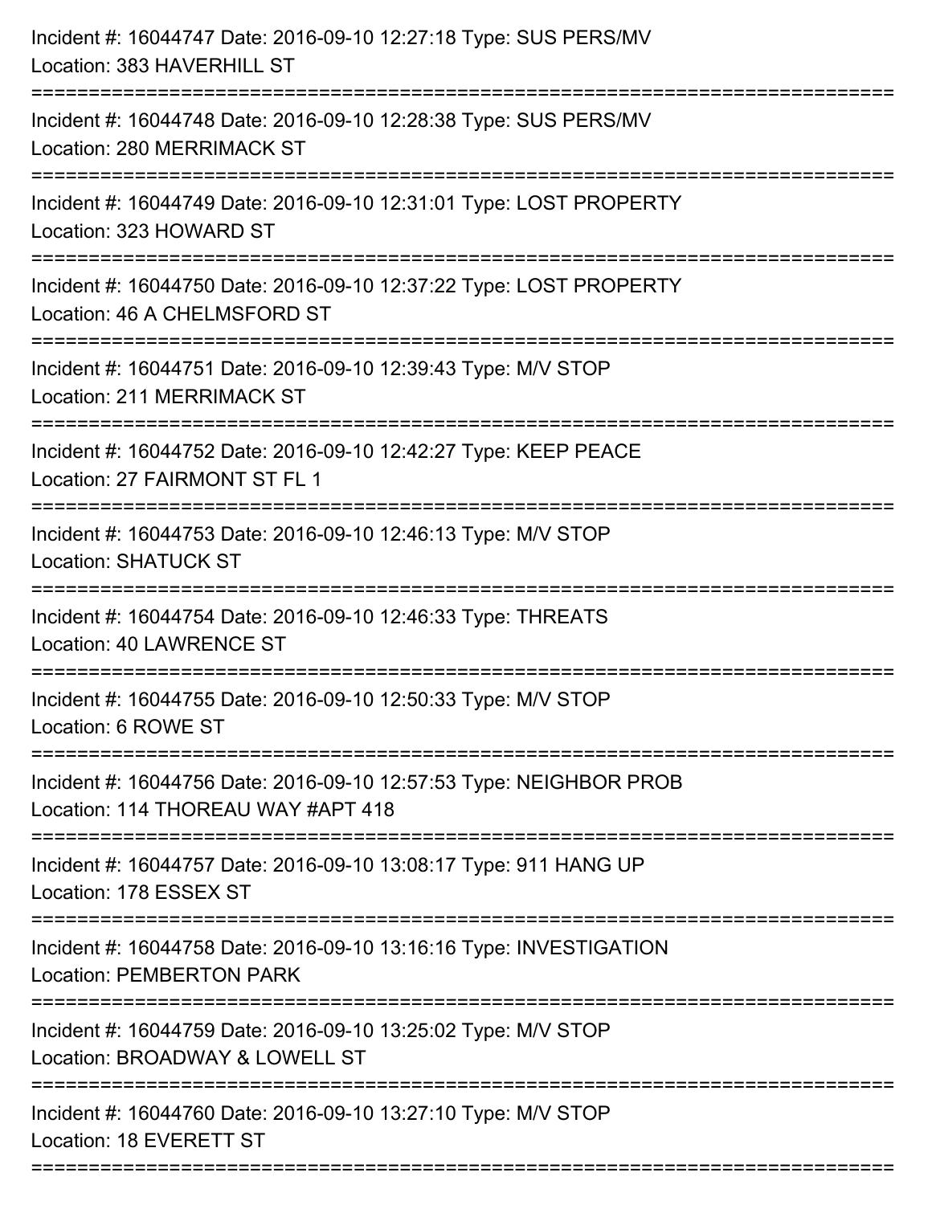Incident #: 16044747 Date: 2016-09-10 12:27:18 Type: SUS PERS/MV
Location: 383 HAVERHILL ST

===========================================================================

Incident #: 16044748 Date: 2016-09-10 12:28:38 Type: SUS PERS/MV
Location: 280 MERRIMACK ST

===========================================================================

Incident #: 16044749 Date: 2016-09-10 12:31:01 Type: LOST PROPERTY
Location: 323 HOWARD ST

===========================================================================

Incident #: 16044750 Date: 2016-09-10 12:37:22 Type: LOST PROPERTY
Location: 46 A CHELMSFORD ST

===========================================================================

Incident #: 16044751 Date: 2016-09-10 12:39:43 Type: M/V STOP
Location: 211 MERRIMACK ST

===========================================================================

Incident #: 16044752 Date: 2016-09-10 12:42:27 Type: KEEP PEACE
Location: 27 FAIRMONT ST FL 1

===========================================================================

Incident #: 16044753 Date: 2016-09-10 12:46:13 Type: M/V STOP
Location: SHATUCK ST

===========================================================================

Incident #: 16044754 Date: 2016-09-10 12:46:33 Type: THREATS
Location: 40 LAWRENCE ST

===========================================================================

Incident #: 16044755 Date: 2016-09-10 12:50:33 Type: M/V STOP
Location: 6 ROWE ST

===========================================================================

Incident #: 16044756 Date: 2016-09-10 12:57:53 Type: NEIGHBOR PROB
Location: 114 THOREAU WAY #APT 418

===========================================================================

Incident #: 16044757 Date: 2016-09-10 13:08:17 Type: 911 HANG UP
Location: 178 ESSEX ST

===========================================================================

Incident #: 16044758 Date: 2016-09-10 13:16:16 Type: INVESTIGATION
Location: PEMBERTON PARK

===========================================================================

Incident #: 16044759 Date: 2016-09-10 13:25:02 Type: M/V STOP
Location: BROADWAY & LOWELL ST

===========================================================================

Incident #: 16044760 Date: 2016-09-10 13:27:10 Type: M/V STOP
Location: 18 EVERETT ST

===========================================================================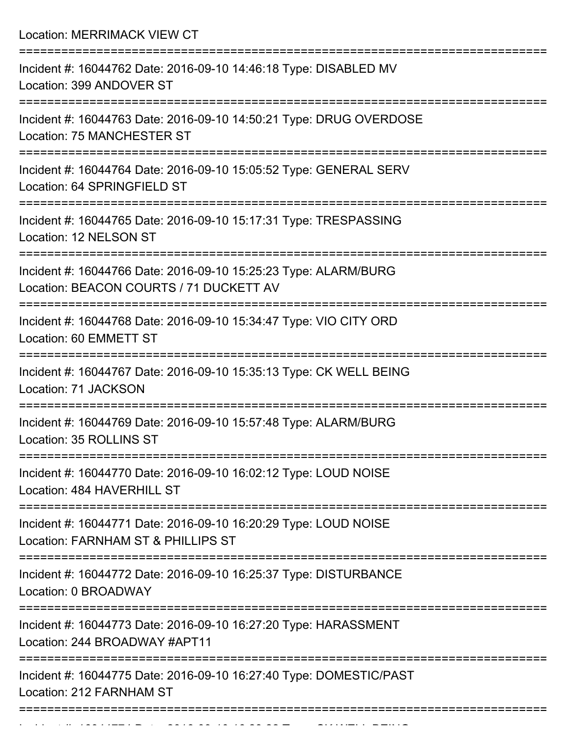Location: MERRIMACK VIEW CT

===========================================================================

Incident #: 16044762 Date: 2016-09-10 14:46:18 Type: DISABLED MV
Location: 399 ANDOVER ST

===========================================================================

Incident #: 16044763 Date: 2016-09-10 14:50:21 Type: DRUG OVERDOSE
Location: 75 MANCHESTER ST

===========================================================================

Incident #: 16044764 Date: 2016-09-10 15:05:52 Type: GENERAL SERV
Location: 64 SPRINGFIELD ST

===========================================================================

Incident #: 16044765 Date: 2016-09-10 15:17:31 Type: TRESPASSING
Location: 12 NELSON ST

===========================================================================

Incident #: 16044766 Date: 2016-09-10 15:25:23 Type: ALARM/BURG
Location: BEACON COURTS / 71 DUCKETT AV

===========================================================================

Incident #: 16044768 Date: 2016-09-10 15:34:47 Type: VIO CITY ORD
Location: 60 EMMETT ST

===========================================================================

Incident #: 16044767 Date: 2016-09-10 15:35:13 Type: CK WELL BEING
Location: 71 JACKSON

===========================================================================

Incident #: 16044769 Date: 2016-09-10 15:57:48 Type: ALARM/BURG
Location: 35 ROLLINS ST

===========================================================================

Incident #: 16044770 Date: 2016-09-10 16:02:12 Type: LOUD NOISE
Location: 484 HAVERHILL ST

===========================================================================

Incident #: 16044771 Date: 2016-09-10 16:20:29 Type: LOUD NOISE
Location: FARNHAM ST & PHILLIPS ST

===========================================================================

Incident #: 16044772 Date: 2016-09-10 16:25:37 Type: DISTURBANCE
Location: 0 BROADWAY

===========================================================================

Incident #: 16044773 Date: 2016-09-10 16:27:20 Type: HARASSMENT
Location: 244 BROADWAY #APT11

===========================================================================

Incident #: 16044775 Date: 2016-09-10 16:27:40 Type: DOMESTIC/PAST
Location: 212 FARNHAM ST

===========================================================================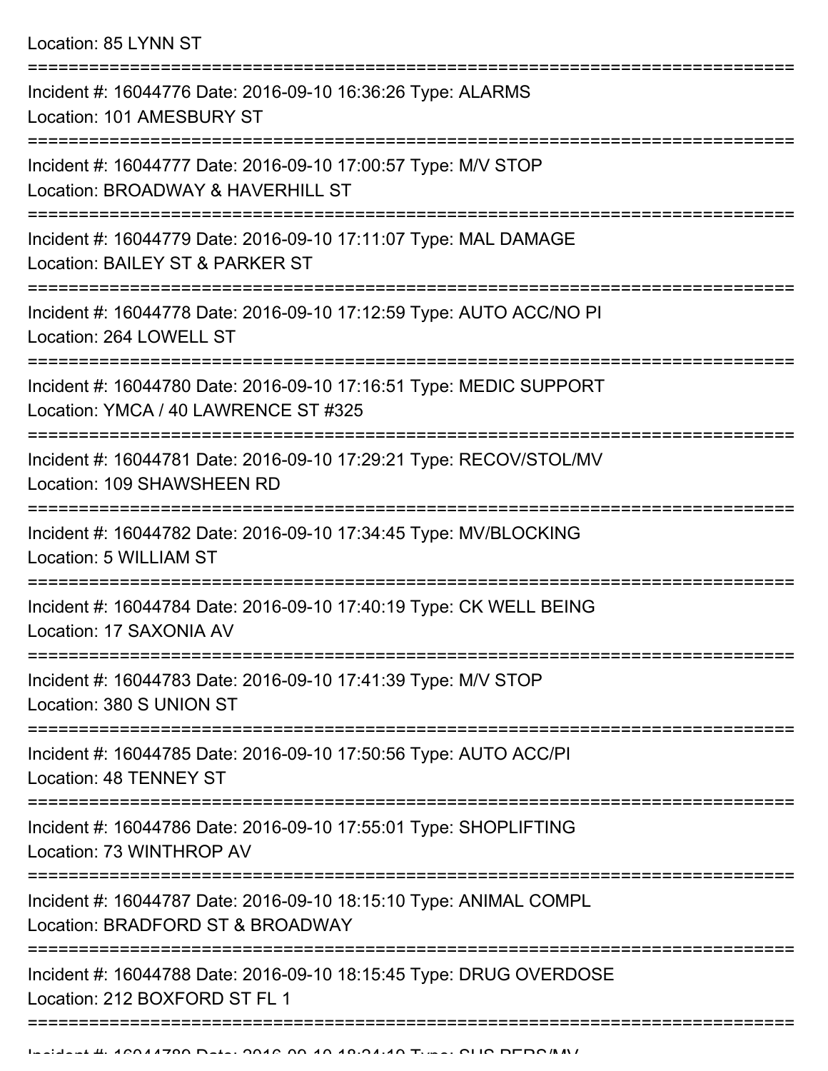Location: 85 LYNN ST

===========================================================================

Incident #: 16044776 Date: 2016-09-10 16:36:26 Type: ALARMS
Location: 101 AMESBURY ST

===========================================================================

Incident #: 16044777 Date: 2016-09-10 17:00:57 Type: M/V STOP
Location: BROADWAY & HAVERHILL ST

===========================================================================

Incident #: 16044779 Date: 2016-09-10 17:11:07 Type: MAL DAMAGE
Location: BAILEY ST & PARKER ST

===========================================================================

Incident #: 16044778 Date: 2016-09-10 17:12:59 Type: AUTO ACC/NO PI
Location: 264 LOWELL ST

===========================================================================

Incident #: 16044780 Date: 2016-09-10 17:16:51 Type: MEDIC SUPPORT
Location: YMCA / 40 LAWRENCE ST #325

===========================================================================

Incident #: 16044781 Date: 2016-09-10 17:29:21 Type: RECOV/STOL/MV
Location: 109 SHAWSHEEN RD

===========================================================================

Incident #: 16044782 Date: 2016-09-10 17:34:45 Type: MV/BLOCKING
Location: 5 WILLIAM ST

===========================================================================

Incident #: 16044784 Date: 2016-09-10 17:40:19 Type: CK WELL BEING
Location: 17 SAXONIA AV

===========================================================================

Incident #: 16044783 Date: 2016-09-10 17:41:39 Type: M/V STOP
Location: 380 S UNION ST

===========================================================================

Incident #: 16044785 Date: 2016-09-10 17:50:56 Type: AUTO ACC/PI
Location: 48 TENNEY ST

===========================================================================

Incident #: 16044786 Date: 2016-09-10 17:55:01 Type: SHOPLIFTING
Location: 73 WINTHROP AV

===========================================================================

Incident #: 16044787 Date: 2016-09-10 18:15:10 Type: ANIMAL COMPL
Location: BRADFORD ST & BROADWAY

===========================================================================

Incident #: 16044788 Date: 2016-09-10 18:15:45 Type: DRUG OVERDOSE
Location: 212 BOXFORD ST FL 1

===========================================================================

Incident #: 16044789 Date: 2016-09-10 18:24:19 Type: SUS PERS/MV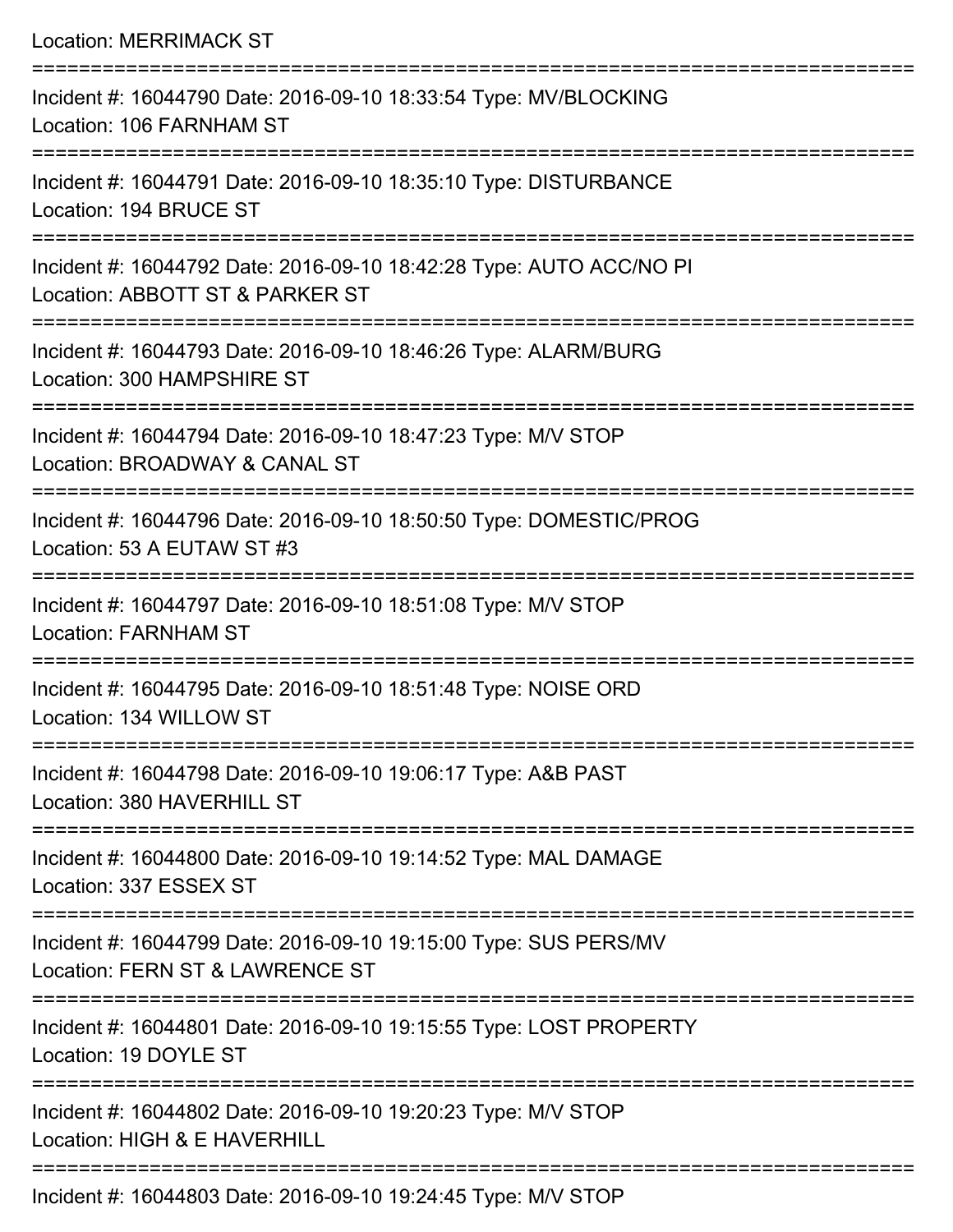Location: MERRIMACK ST

===========================================================================

Incident #: 16044790 Date: 2016-09-10 18:33:54 Type: MV/BLOCKING
Location: 106 FARNHAM ST

===========================================================================

Incident #: 16044791 Date: 2016-09-10 18:35:10 Type: DISTURBANCE
Location: 194 BRUCE ST

===========================================================================

Incident #: 16044792 Date: 2016-09-10 18:42:28 Type: AUTO ACC/NO PI
Location: ABBOTT ST & PARKER ST

===========================================================================

Incident #: 16044793 Date: 2016-09-10 18:46:26 Type: ALARM/BURG
Location: 300 HAMPSHIRE ST

===========================================================================

Incident #: 16044794 Date: 2016-09-10 18:47:23 Type: M/V STOP
Location: BROADWAY & CANAL ST

===========================================================================

Incident #: 16044796 Date: 2016-09-10 18:50:50 Type: DOMESTIC/PROG
Location: 53 A EUTAW ST #3

===========================================================================

Incident #: 16044797 Date: 2016-09-10 18:51:08 Type: M/V STOP
Location: FARNHAM ST

===========================================================================

Incident #: 16044795 Date: 2016-09-10 18:51:48 Type: NOISE ORD
Location: 134 WILLOW ST

===========================================================================

Incident #: 16044798 Date: 2016-09-10 19:06:17 Type: A&B PAST
Location: 380 HAVERHILL ST

===========================================================================

Incident #: 16044800 Date: 2016-09-10 19:14:52 Type: MAL DAMAGE
Location: 337 ESSEX ST

===========================================================================

Incident #: 16044799 Date: 2016-09-10 19:15:00 Type: SUS PERS/MV
Location: FERN ST & LAWRENCE ST

===========================================================================

Incident #: 16044801 Date: 2016-09-10 19:15:55 Type: LOST PROPERTY
Location: 19 DOYLE ST

===========================================================================

Incident #: 16044802 Date: 2016-09-10 19:20:23 Type: M/V STOP
Location: HIGH & E HAVERHILL

===========================================================================

Incident #: 16044803 Date: 2016-09-10 19:24:45 Type: M/V STOP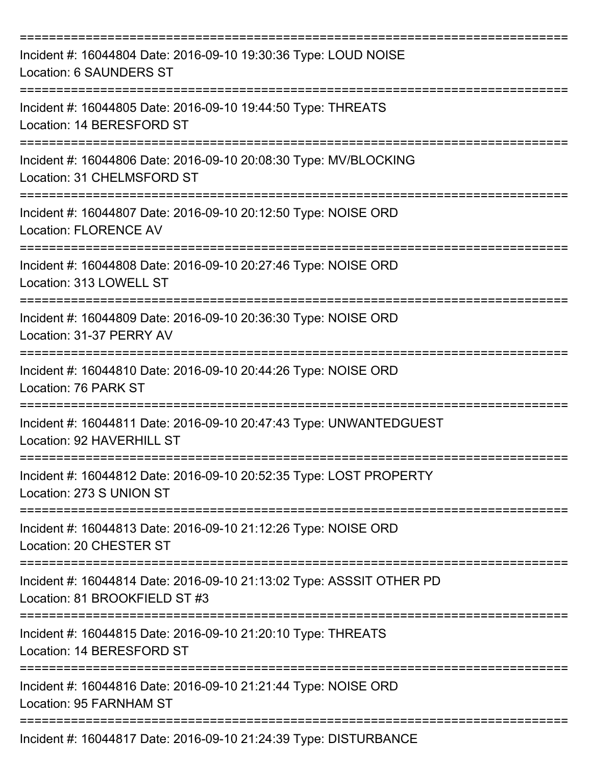===========================================================================

Incident #: 16044804 Date: 2016-09-10 19:30:36 Type: LOUD NOISE
Location: 6 SAUNDERS ST

===========================================================================

Incident #: 16044805 Date: 2016-09-10 19:44:50 Type: THREATS
Location: 14 BERESFORD ST

===========================================================================

Incident #: 16044806 Date: 2016-09-10 20:08:30 Type: MV/BLOCKING
Location: 31 CHELMSFORD ST

===========================================================================

Incident #: 16044807 Date: 2016-09-10 20:12:50 Type: NOISE ORD
Location: FLORENCE AV

===========================================================================

Incident #: 16044808 Date: 2016-09-10 20:27:46 Type: NOISE ORD
Location: 313 LOWELL ST

===========================================================================

Incident #: 16044809 Date: 2016-09-10 20:36:30 Type: NOISE ORD
Location: 31-37 PERRY AV

===========================================================================

Incident #: 16044810 Date: 2016-09-10 20:44:26 Type: NOISE ORD
Location: 76 PARK ST

===========================================================================

Incident #: 16044811 Date: 2016-09-10 20:47:43 Type: UNWANTEDGUEST
Location: 92 HAVERHILL ST

===========================================================================

Incident #: 16044812 Date: 2016-09-10 20:52:35 Type: LOST PROPERTY
Location: 273 S UNION ST

===========================================================================

Incident #: 16044813 Date: 2016-09-10 21:12:26 Type: NOISE ORD
Location: 20 CHESTER ST

===========================================================================

Incident #: 16044814 Date: 2016-09-10 21:13:02 Type: ASSSIT OTHER PD
Location: 81 BROOKFIELD ST #3

===========================================================================

Incident #: 16044815 Date: 2016-09-10 21:20:10 Type: THREATS
Location: 14 BERESFORD ST

===========================================================================

Incident #: 16044816 Date: 2016-09-10 21:21:44 Type: NOISE ORD
Location: 95 FARNHAM ST

===========================================================================

Incident #: 16044817 Date: 2016-09-10 21:24:39 Type: DISTURBANCE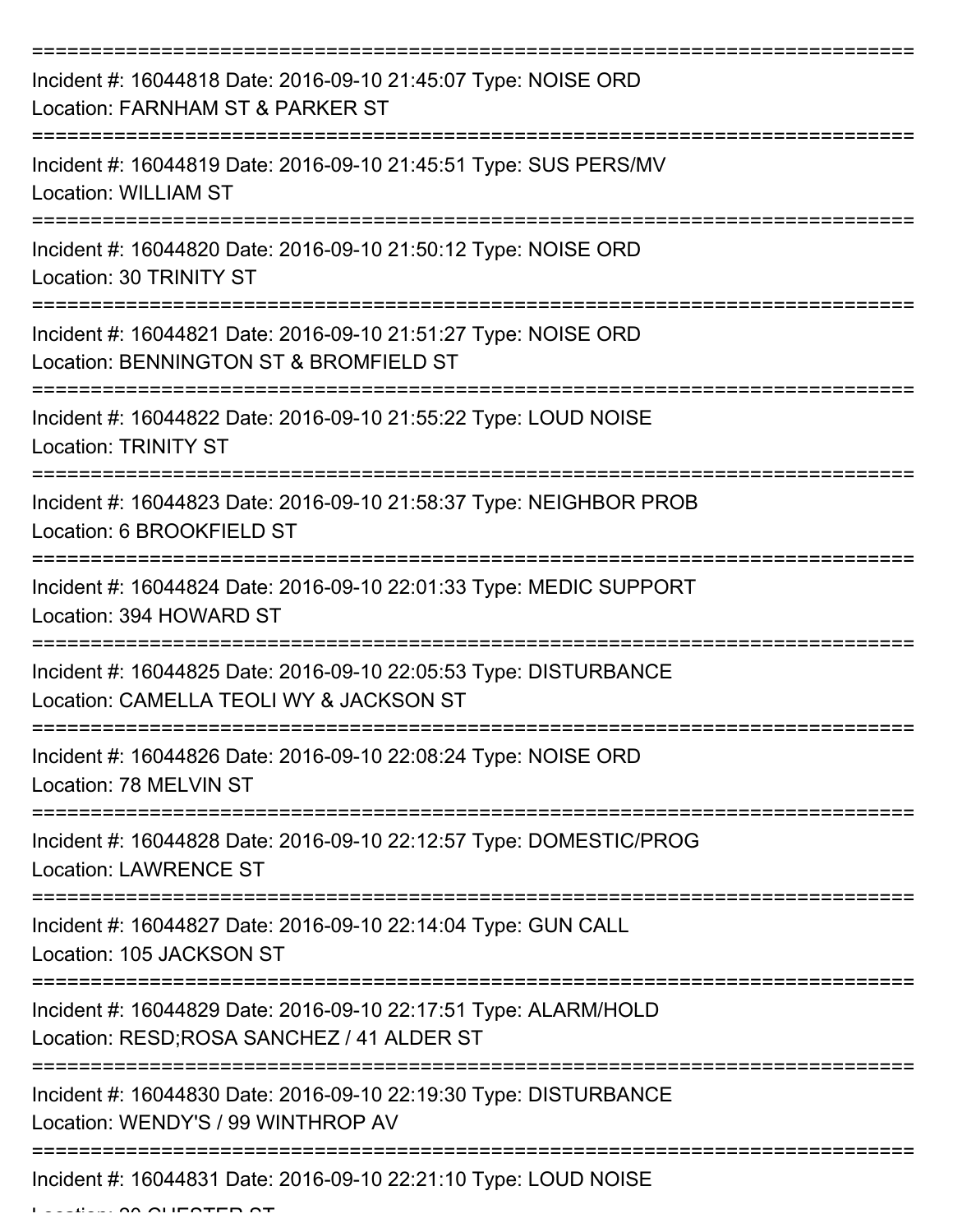===========================================================================
Incident #: 16044818 Date: 2016-09-10 21:45:07 Type: NOISE ORD
Location: FARNHAM ST & PARKER ST
===========================================================================
Incident #: 16044819 Date: 2016-09-10 21:45:51 Type: SUS PERS/MV
Location: WILLIAM ST
===========================================================================
Incident #: 16044820 Date: 2016-09-10 21:50:12 Type: NOISE ORD
Location: 30 TRINITY ST
===========================================================================
Incident #: 16044821 Date: 2016-09-10 21:51:27 Type: NOISE ORD
Location: BENNINGTON ST & BROMFIELD ST
===========================================================================
Incident #: 16044822 Date: 2016-09-10 21:55:22 Type: LOUD NOISE
Location: TRINITY ST
===========================================================================
Incident #: 16044823 Date: 2016-09-10 21:58:37 Type: NEIGHBOR PROB
Location: 6 BROOKFIELD ST
===========================================================================
Incident #: 16044824 Date: 2016-09-10 22:01:33 Type: MEDIC SUPPORT
Location: 394 HOWARD ST
===========================================================================
Incident #: 16044825 Date: 2016-09-10 22:05:53 Type: DISTURBANCE
Location: CAMELLA TEOLI WY & JACKSON ST
===========================================================================
Incident #: 16044826 Date: 2016-09-10 22:08:24 Type: NOISE ORD
Location: 78 MELVIN ST
===========================================================================
Incident #: 16044828 Date: 2016-09-10 22:12:57 Type: DOMESTIC/PROG
Location: LAWRENCE ST
===========================================================================
Incident #: 16044827 Date: 2016-09-10 22:14:04 Type: GUN CALL
Location: 105 JACKSON ST
===========================================================================
Incident #: 16044829 Date: 2016-09-10 22:17:51 Type: ALARM/HOLD
Location: RESD;ROSA SANCHEZ / 41 ALDER ST
===========================================================================
Incident #: 16044830 Date: 2016-09-10 22:19:30 Type: DISTURBANCE
Location: WENDY'S / 99 WINTHROP AV
===========================================================================
Incident #: 16044831 Date: 2016-09-10 22:21:10 Type: LOUD NOISE
Location: 20 CHESTER ST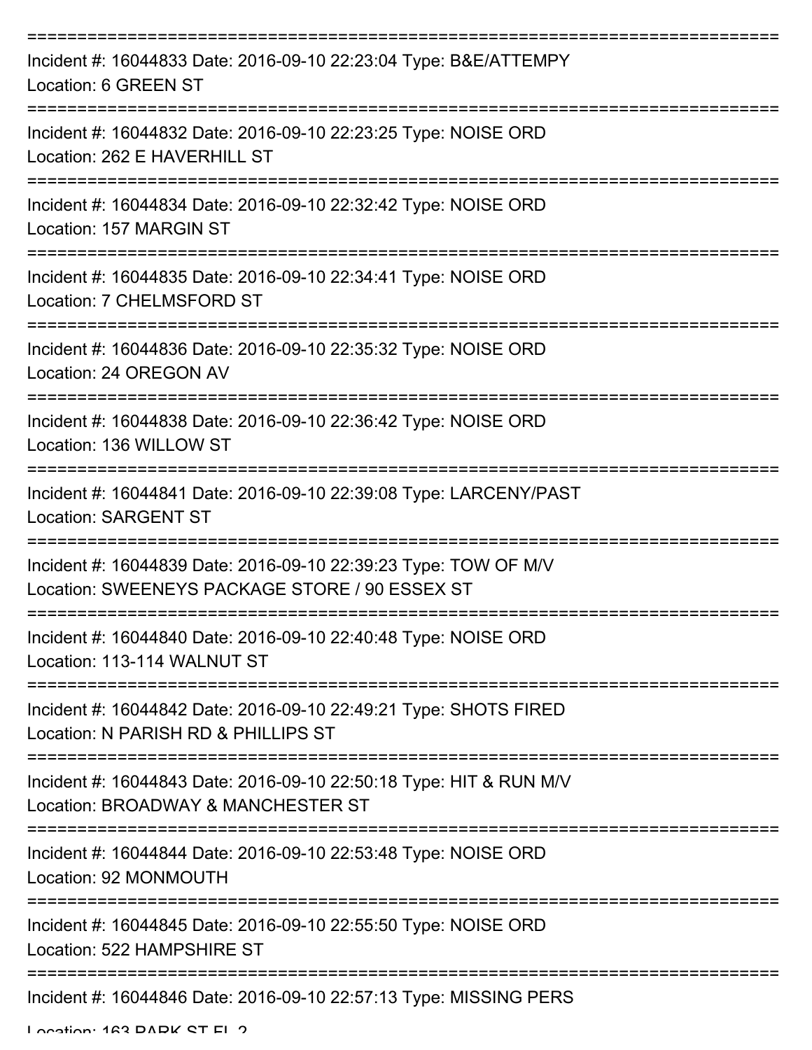===========================================================================

Incident #: 16044833 Date: 2016-09-10 22:23:04 Type: B&E/ATTEMPY
Location: 6 GREEN ST

===========================================================================

Incident #: 16044832 Date: 2016-09-10 22:23:25 Type: NOISE ORD
Location: 262 E HAVERHILL ST

===========================================================================

Incident #: 16044834 Date: 2016-09-10 22:32:42 Type: NOISE ORD
Location: 157 MARGIN ST

===========================================================================

Incident #: 16044835 Date: 2016-09-10 22:34:41 Type: NOISE ORD
Location: 7 CHELMSFORD ST

===========================================================================

Incident #: 16044836 Date: 2016-09-10 22:35:32 Type: NOISE ORD
Location: 24 OREGON AV

===========================================================================

Incident #: 16044838 Date: 2016-09-10 22:36:42 Type: NOISE ORD
Location: 136 WILLOW ST

===========================================================================

Incident #: 16044841 Date: 2016-09-10 22:39:08 Type: LARCENY/PAST
Location: SARGENT ST

===========================================================================

Incident #: 16044839 Date: 2016-09-10 22:39:23 Type: TOW OF M/V
Location: SWEENEYS PACKAGE STORE / 90 ESSEX ST

===========================================================================

Incident #: 16044840 Date: 2016-09-10 22:40:48 Type: NOISE ORD
Location: 113-114 WALNUT ST

===========================================================================

Incident #: 16044842 Date: 2016-09-10 22:49:21 Type: SHOTS FIRED
Location: N PARISH RD & PHILLIPS ST

===========================================================================

Incident #: 16044843 Date: 2016-09-10 22:50:18 Type: HIT & RUN M/V
Location: BROADWAY & MANCHESTER ST

===========================================================================

Incident #: 16044844 Date: 2016-09-10 22:53:48 Type: NOISE ORD
Location: 92 MONMOUTH

===========================================================================

Incident #: 16044845 Date: 2016-09-10 22:55:50 Type: NOISE ORD
Location: 522 HAMPSHIRE ST

===========================================================================

Incident #: 16044846 Date: 2016-09-10 22:57:13 Type: MISSING PERS
Location: 163 PARK ST FL 2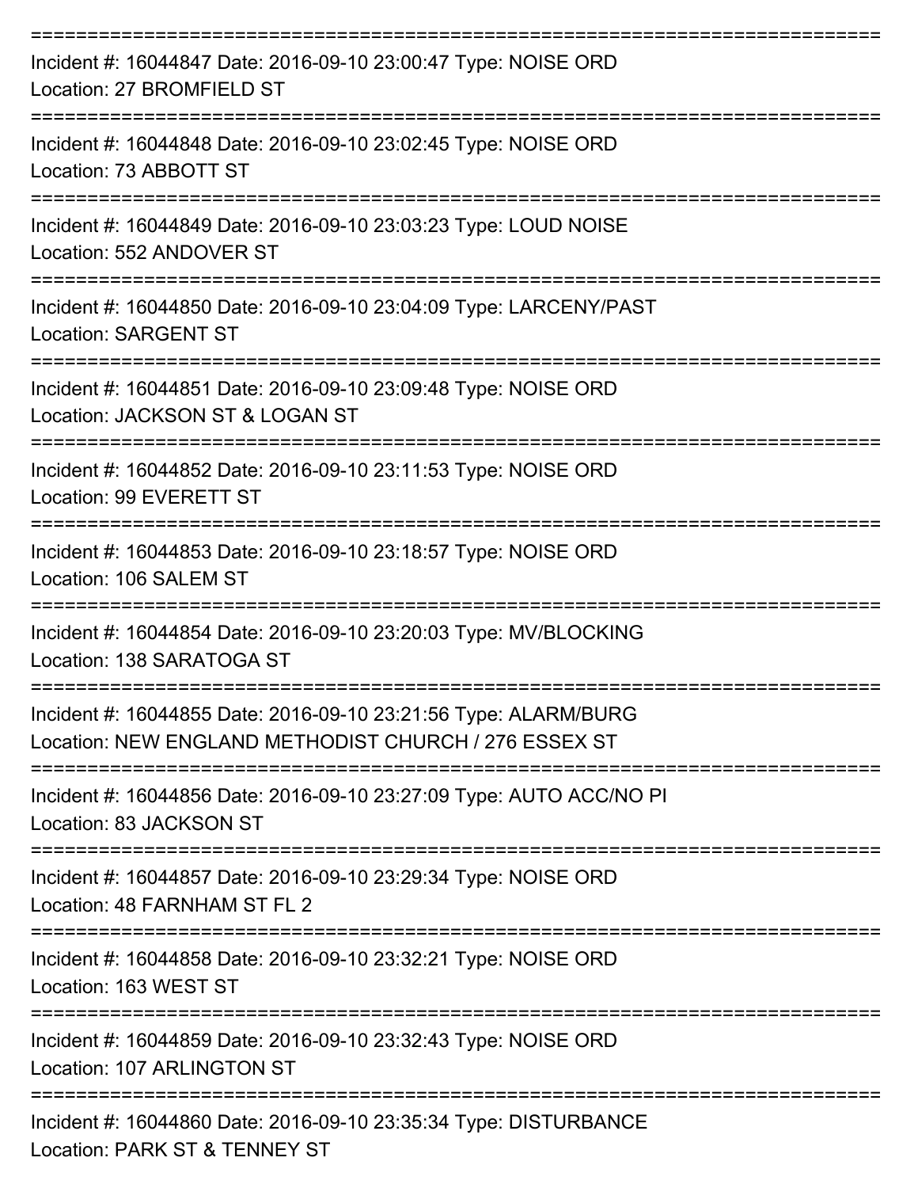===========================================================================

Incident #: 16044847 Date: 2016-09-10 23:00:47 Type: NOISE ORD
Location: 27 BROMFIELD ST

===========================================================================

Incident #: 16044848 Date: 2016-09-10 23:02:45 Type: NOISE ORD
Location: 73 ABBOTT ST

===========================================================================

Incident #: 16044849 Date: 2016-09-10 23:03:23 Type: LOUD NOISE
Location: 552 ANDOVER ST

===========================================================================

Incident #: 16044850 Date: 2016-09-10 23:04:09 Type: LARCENY/PAST
Location: SARGENT ST

===========================================================================

Incident #: 16044851 Date: 2016-09-10 23:09:48 Type: NOISE ORD
Location: JACKSON ST & LOGAN ST

===========================================================================

Incident #: 16044852 Date: 2016-09-10 23:11:53 Type: NOISE ORD
Location: 99 EVERETT ST

===========================================================================

Incident #: 16044853 Date: 2016-09-10 23:18:57 Type: NOISE ORD
Location: 106 SALEM ST

===========================================================================

Incident #: 16044854 Date: 2016-09-10 23:20:03 Type: MV/BLOCKING
Location: 138 SARATOGA ST

===========================================================================

Incident #: 16044855 Date: 2016-09-10 23:21:56 Type: ALARM/BURG
Location: NEW ENGLAND METHODIST CHURCH / 276 ESSEX ST

===========================================================================

Incident #: 16044856 Date: 2016-09-10 23:27:09 Type: AUTO ACC/NO PI
Location: 83 JACKSON ST

===========================================================================

Incident #: 16044857 Date: 2016-09-10 23:29:34 Type: NOISE ORD
Location: 48 FARNHAM ST FL 2

===========================================================================

Incident #: 16044858 Date: 2016-09-10 23:32:21 Type: NOISE ORD
Location: 163 WEST ST

===========================================================================

Incident #: 16044859 Date: 2016-09-10 23:32:43 Type: NOISE ORD
Location: 107 ARLINGTON ST

===========================================================================

Incident #: 16044860 Date: 2016-09-10 23:35:34 Type: DISTURBANCE
Location: PARK ST & TENNEY ST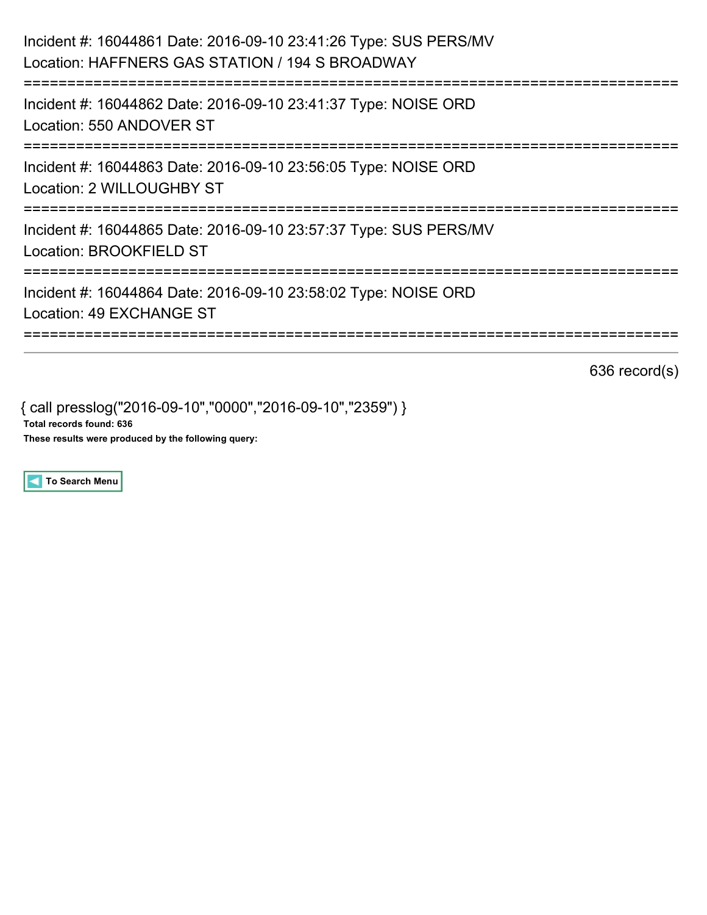Incident #: 16044861 Date: 2016-09-10 23:41:26 Type: SUS PERS/MV
Location: HAFFNERS GAS STATION / 194 S BROADWAY

===========================================================================

Incident #: 16044862 Date: 2016-09-10 23:41:37 Type: NOISE ORD
Location: 550 ANDOVER ST

===========================================================================

Incident #: 16044863 Date: 2016-09-10 23:56:05 Type: NOISE ORD
Location: 2 WILLOUGHBY ST

===========================================================================

Incident #: 16044865 Date: 2016-09-10 23:57:37 Type: SUS PERS/MV
Location: BROOKFIELD ST

===========================================================================

Incident #: 16044864 Date: 2016-09-10 23:58:02 Type: NOISE ORD
Location: 49 EXCHANGE ST

===========================================================================

636 record(s)

{ call presslog("2016-09-10","0000","2016-09-10","2359") }

**Total records found: 636**

**These results were produced by the following query:**

To Search Menu